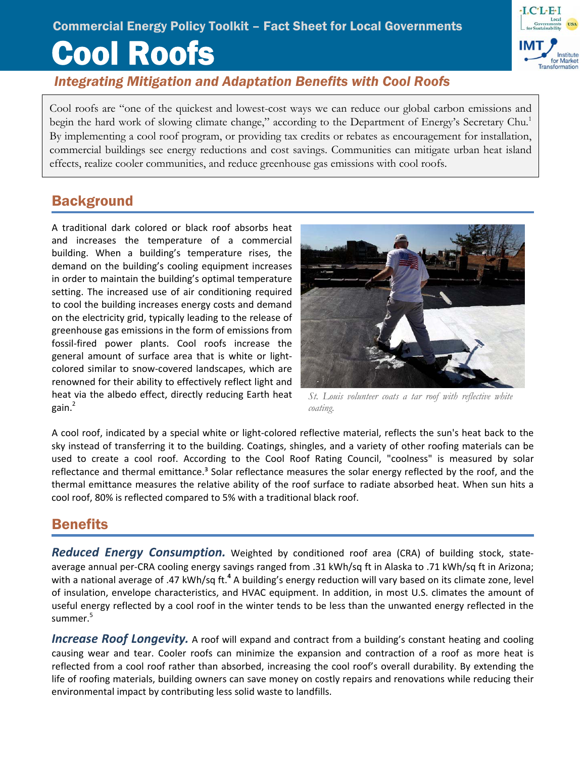Commercial Energy Policy Toolkit – Fact Sheet for Local Governments

# Cool Roofs

## *Integrating Mitigation and Adaptation Benefits with Cool Roofs*

Cool roofs are "one of the quickest and lowest-cost ways we can reduce our global carbon emissions and begin the hard work of slowing climate change," according to the Department of Energy's Secretary Chu.[1] By implementing a cool roof program, or providing tax credits or rebates as encouragement for installation, commercial buildings see energy reductions and cost savings. Communities can mitigate urban heat island effects, realize cooler communities, and reduce greenhouse gas emissions with cool roofs.

## Background

A traditional dark colored or black roof absorbs heat and increases the temperature of a commercial building. When a building's temperature rises, the demand on the building's cooling equipment increases in order to maintain the building's optimal temperature setting. The increased use of air conditioning required to cool the building increases energy costs and demand on the electricity grid, typically leading to the release of greenhouse gas emissions in the form of emissions from fossil-fired power plants. Cool roofs increase the general amount of surface area that is white or light-colored similar to snow-covered landscapes, which are renowned for their ability to effectively reflect light and heat via the albedo effect, directly reducing Earth heat gain.[2]

*St. Louis volunteer coats a tar roof with reflective white coating.*

A cool roof, indicated by a special white or light-colored reflective material, reflects the sun's heat back to the sky instead of transferring it to the building. Coatings, shingles, and a variety of other roofing materials can be used to create a cool roof. According to the Cool Roof Rating Council, "coolness" is measured by solar reflectance and thermal emittance.[3] Solar reflectance measures the solar energy reflected by the roof, and the thermal emittance measures the relative ability of the roof surface to radiate absorbed heat. When sun hits a cool roof, 80% is reflected compared to 5% with a traditional black roof.

## Benefits

***Reduced Energy Consumption.*** Weighted by conditioned roof area (CRA) of building stock, state-average annual per-CRA cooling energy savings ranged from .31 kWh/sq ft in Alaska to .71 kWh/sq ft in Arizona; with a national average of .47 kWh/sq ft.[4] A building's energy reduction will vary based on its climate zone, level of insulation, envelope characteristics, and HVAC equipment. In addition, in most U.S. climates the amount of useful energy reflected by a cool roof in the winter tends to be less than the unwanted energy reflected in the summer.[5]

***Increase Roof Longevity.*** A roof will expand and contract from a building's constant heating and cooling causing wear and tear. Cooler roofs can minimize the expansion and contraction of a roof as more heat is reflected from a cool roof rather than absorbed, increasing the cool roof's overall durability. By extending the life of roofing materials, building owners can save money on costly repairs and renovations while reducing their environmental impact by contributing less solid waste to landfills.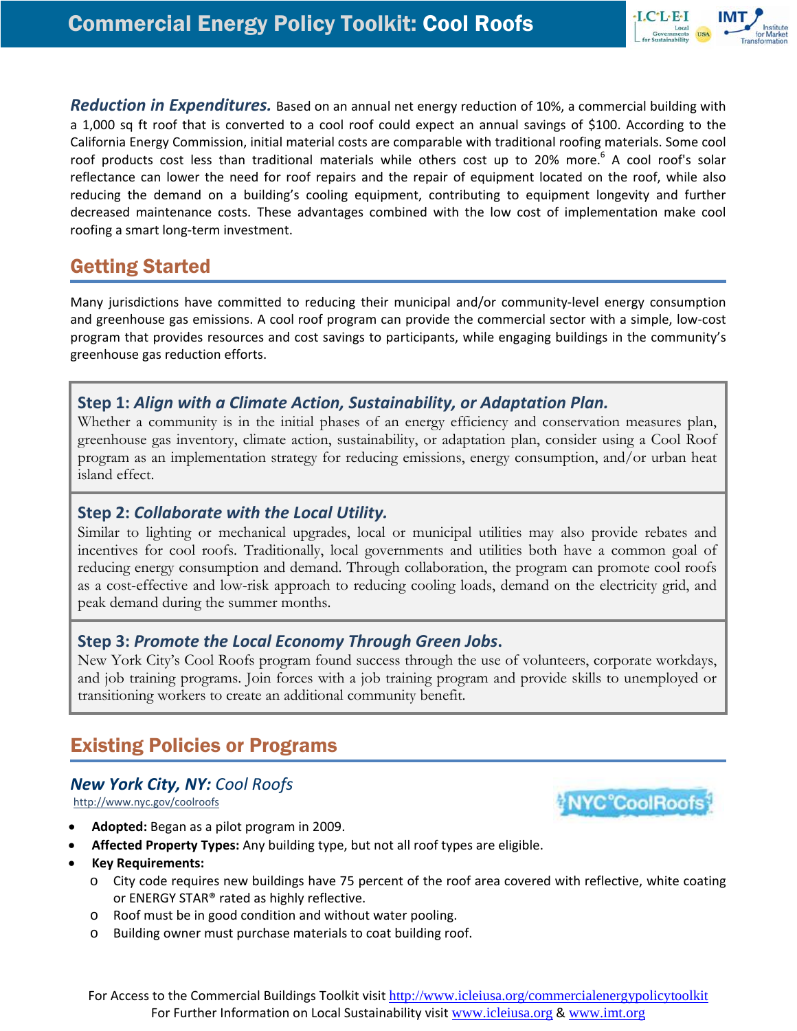***Reduction in Expenditures.*** Based on an annual net energy reduction of 10%, a commercial building with a 1,000 sq ft roof that is converted to a cool roof could expect an annual savings of $100. According to the California Energy Commission, initial material costs are comparable with traditional roofing materials. Some cool roof products cost less than traditional materials while others cost up to 20% more.[6] A cool roof's solar reflectance can lower the need for roof repairs and the repair of equipment located on the roof, while also reducing the demand on a building's cooling equipment, contributing to equipment longevity and further decreased maintenance costs. These advantages combined with the low cost of implementation make cool roofing a smart long-term investment.

## Getting Started

Many jurisdictions have committed to reducing their municipal and/or community-level energy consumption and greenhouse gas emissions. A cool roof program can provide the commercial sector with a simple, low-cost program that provides resources and cost savings to participants, while engaging buildings in the community's greenhouse gas reduction efforts.

### Step 1: *Align with a Climate Action, Sustainability, or Adaptation Plan.*

Whether a community is in the initial phases of an energy efficiency and conservation measures plan, greenhouse gas inventory, climate action, sustainability, or adaptation plan, consider using a Cool Roof program as an implementation strategy for reducing emissions, energy consumption, and/or urban heat island effect.

### Step 2: *Collaborate with the Local Utility.*

Similar to lighting or mechanical upgrades, local or municipal utilities may also provide rebates and incentives for cool roofs. Traditionally, local governments and utilities both have a common goal of reducing energy consumption and demand. Through collaboration, the program can promote cool roofs as a cost-effective and low-risk approach to reducing cooling loads, demand on the electricity grid, and peak demand during the summer months.

### Step 3: *Promote the Local Economy Through Green Jobs.*

New York City's Cool Roofs program found success through the use of volunteers, corporate workdays, and job training programs. Join forces with a job training program and provide skills to unemployed or transitioning workers to create an additional community benefit.

## Existing Policies or Programs

### ***New York City, NY:*** *Cool Roofs*

http://www.nyc.gov/coolroofs

NYC CoolRoofs

- **Adopted:** Began as a pilot program in 2009.
- **Affected Property Types:** Any building type, but not all roof types are eligible.
- **Key Requirements:**
  - City code requires new buildings have 75 percent of the roof area covered with reflective, white coating or ENERGY STAR® rated as highly reflective.
  - Roof must be in good condition and without water pooling.
  - Building owner must purchase materials to coat building roof.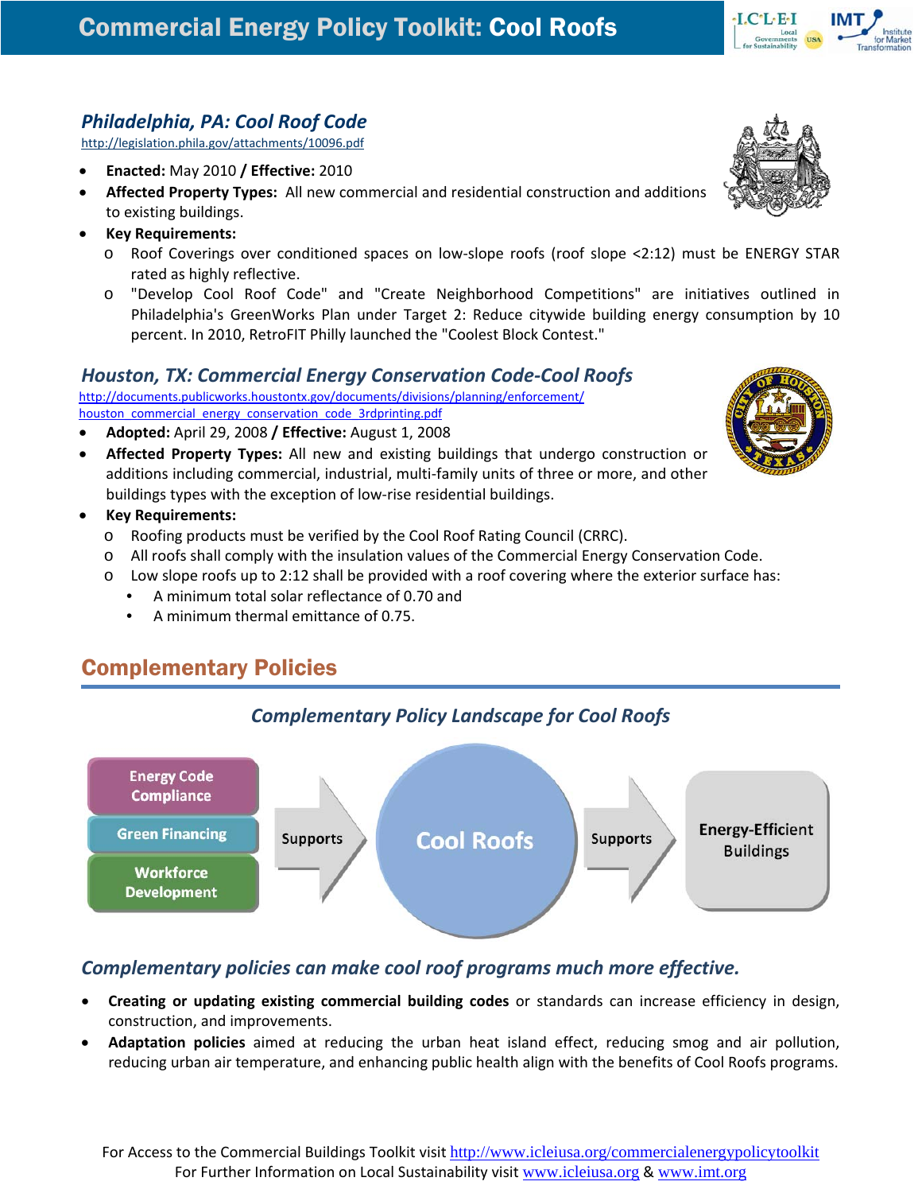## *Philadelphia, PA: Cool Roof Code*

http://legislation.phila.gov/attachments/10096.pdf

- **Enacted:** May 2010 **/ Effective:** 2010
- **Affected Property Types:** All new commercial and residential construction and additions to existing buildings.
- **Key Requirements:**
  - Roof Coverings over conditioned spaces on low-slope roofs (roof slope <2:12) must be ENERGY STAR rated as highly reflective.
  - "Develop Cool Roof Code" and "Create Neighborhood Competitions" are initiatives outlined in Philadelphia's GreenWorks Plan under Target 2: Reduce citywide building energy consumption by 10 percent. In 2010, RetroFIT Philly launched the "Coolest Block Contest."

## *Houston, TX: Commercial Energy Conservation Code-Cool Roofs*

http://documents.publicworks.houstontx.gov/documents/divisions/planning/enforcement/houston_commercial_energy_conservation_code_3rdprinting.pdf

- **Adopted:** April 29, 2008 **/ Effective:** August 1, 2008
- **Affected Property Types:** All new and existing buildings that undergo construction or additions including commercial, industrial, multi-family units of three or more, and other buildings types with the exception of low-rise residential buildings.
- **Key Requirements:**
  - Roofing products must be verified by the Cool Roof Rating Council (CRRC).
  - All roofs shall comply with the insulation values of the Commercial Energy Conservation Code.
  - Low slope roofs up to 2:12 shall be provided with a roof covering where the exterior surface has:
    - A minimum total solar reflectance of 0.70 and
    - A minimum thermal emittance of 0.75.

# Complementary Policies

### *Complementary Policy Landscape for Cool Roofs*

Energy Code Compliance / Green Financing / Workforce Development → Supports → Cool Roofs → Supports → Energy-Efficient Buildings

### *Complementary policies can make cool roof programs much more effective.*

- **Creating or updating existing commercial building codes** or standards can increase efficiency in design, construction, and improvements.
- **Adaptation policies** aimed at reducing the urban heat island effect, reducing smog and air pollution, reducing urban air temperature, and enhancing public health align with the benefits of Cool Roofs programs.

For Access to the Commercial Buildings Toolkit visit http://www.icleiusa.org/commercialenergypolicytoolkit
For Further Information on Local Sustainability visit www.icleiusa.org & www.imt.org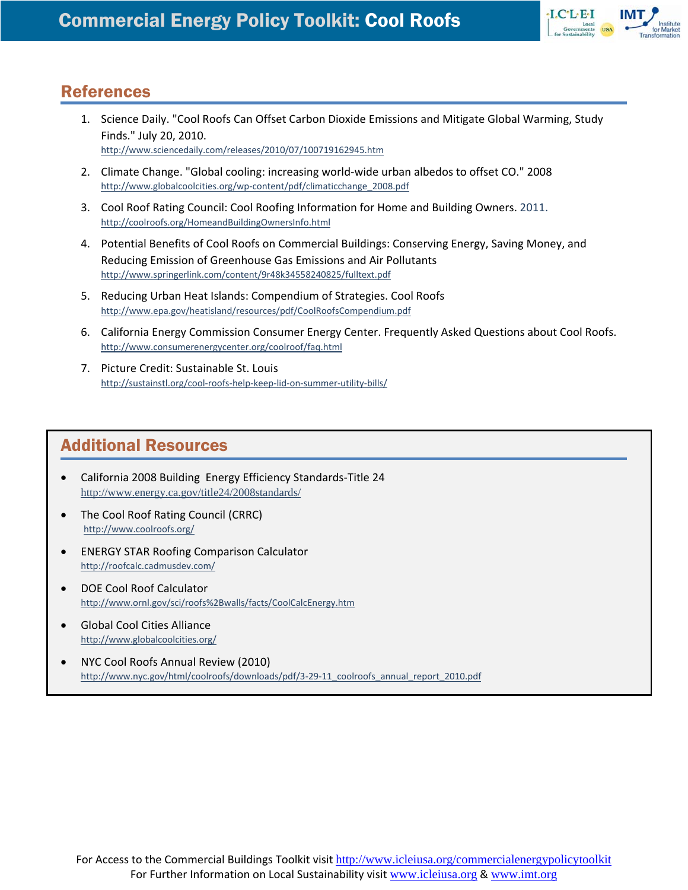## References

1. Science Daily. "Cool Roofs Can Offset Carbon Dioxide Emissions and Mitigate Global Warming, Study Finds." July 20, 2010.
   http://www.sciencedaily.com/releases/2010/07/100719162945.htm
2. Climate Change. "Global cooling: increasing world-wide urban albedos to offset CO." 2008
   http://www.globalcoolcities.org/wp-content/pdf/climaticchange_2008.pdf
3. Cool Roof Rating Council: Cool Roofing Information for Home and Building Owners. 2011.
   http://coolroofs.org/HomeandBuildingOwnersInfo.html
4. Potential Benefits of Cool Roofs on Commercial Buildings: Conserving Energy, Saving Money, and Reducing Emission of Greenhouse Gas Emissions and Air Pollutants
   http://www.springerlink.com/content/9r48k34558240825/fulltext.pdf
5. Reducing Urban Heat Islands: Compendium of Strategies. Cool Roofs
   http://www.epa.gov/heatisland/resources/pdf/CoolRoofsCompendium.pdf
6. California Energy Commission Consumer Energy Center. Frequently Asked Questions about Cool Roofs.
   http://www.consumerenergycenter.org/coolroof/faq.html
7. Picture Credit: Sustainable St. Louis
   http://sustainstl.org/cool-roofs-help-keep-lid-on-summer-utility-bills/

## Additional Resources

- California 2008 Building Energy Efficiency Standards-Title 24
  http://www.energy.ca.gov/title24/2008standards/
- The Cool Roof Rating Council (CRRC)
  http://www.coolroofs.org/
- ENERGY STAR Roofing Comparison Calculator
  http://roofcalc.cadmusdev.com/
- DOE Cool Roof Calculator
  http://www.ornl.gov/sci/roofs%2Bwalls/facts/CoolCalcEnergy.htm
- Global Cool Cities Alliance
  http://www.globalcoolcities.org/
- NYC Cool Roofs Annual Review (2010)
  http://www.nyc.gov/html/coolroofs/downloads/pdf/3-29-11_coolroofs_annual_report_2010.pdf

For Access to the Commercial Buildings Toolkit visit http://www.icleiusa.org/commercialenergypolicytoolkit
For Further Information on Local Sustainability visit www.icleiusa.org & www.imt.org